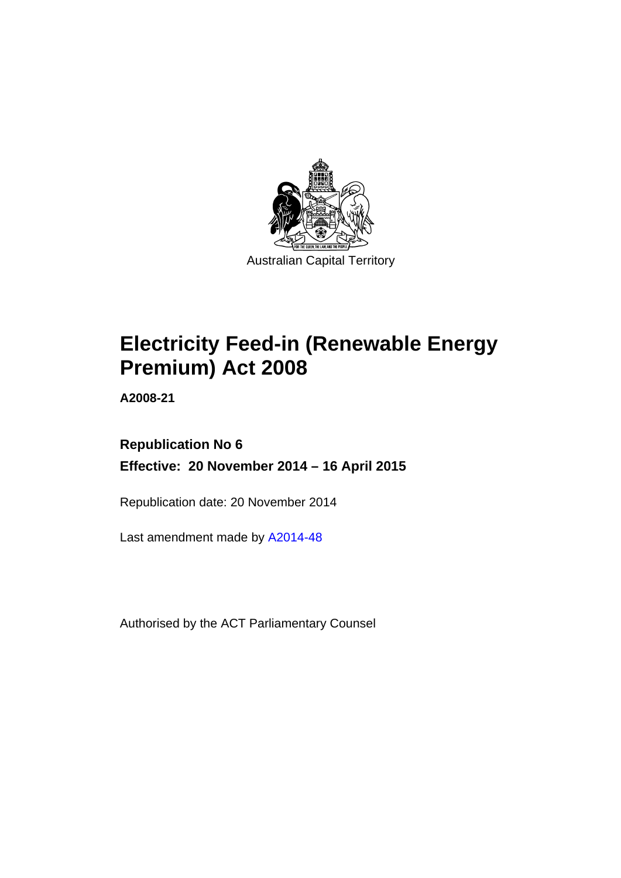Australian Capital Territory

# Electricity Feed-in (Renewable Energy Premium) Act 2008

**A2008-21**

**Republication No 6**

**Effective: 20 November 2014 – 16 April 2015**

Republication date: 20 November 2014

Last amendment made by A2014-48

Authorised by the ACT Parliamentary Counsel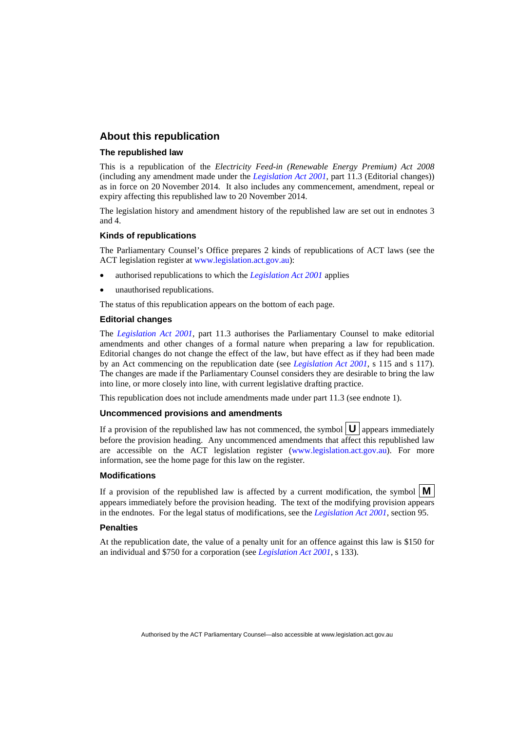## About this republication

### The republished law

This is a republication of the *Electricity Feed-in (Renewable Energy Premium) Act 2008* (including any amendment made under the *Legislation Act 2001*, part 11.3 (Editorial changes)) as in force on 20 November 2014. It also includes any commencement, amendment, repeal or expiry affecting this republished law to 20 November 2014.

The legislation history and amendment history of the republished law are set out in endnotes 3 and 4.

### Kinds of republications

The Parliamentary Counsel's Office prepares 2 kinds of republications of ACT laws (see the ACT legislation register at www.legislation.act.gov.au):

- authorised republications to which the *Legislation Act 2001* applies
- unauthorised republications.

The status of this republication appears on the bottom of each page.

### Editorial changes

The *Legislation Act 2001*, part 11.3 authorises the Parliamentary Counsel to make editorial amendments and other changes of a formal nature when preparing a law for republication. Editorial changes do not change the effect of the law, but have effect as if they had been made by an Act commencing on the republication date (see *Legislation Act 2001*, s 115 and s 117). The changes are made if the Parliamentary Counsel considers they are desirable to bring the law into line, or more closely into line, with current legislative drafting practice.

This republication does not include amendments made under part 11.3 (see endnote 1).

### Uncommenced provisions and amendments

If a provision of the republished law has not commenced, the symbol **U** appears immediately before the provision heading. Any uncommenced amendments that affect this republished law are accessible on the ACT legislation register (www.legislation.act.gov.au). For more information, see the home page for this law on the register.

### Modifications

If a provision of the republished law is affected by a current modification, the symbol **M** appears immediately before the provision heading. The text of the modifying provision appears in the endnotes. For the legal status of modifications, see the *Legislation Act 2001*, section 95.

### Penalties

At the republication date, the value of a penalty unit for an offence against this law is $150 for an individual and $750 for a corporation (see *Legislation Act 2001*, s 133).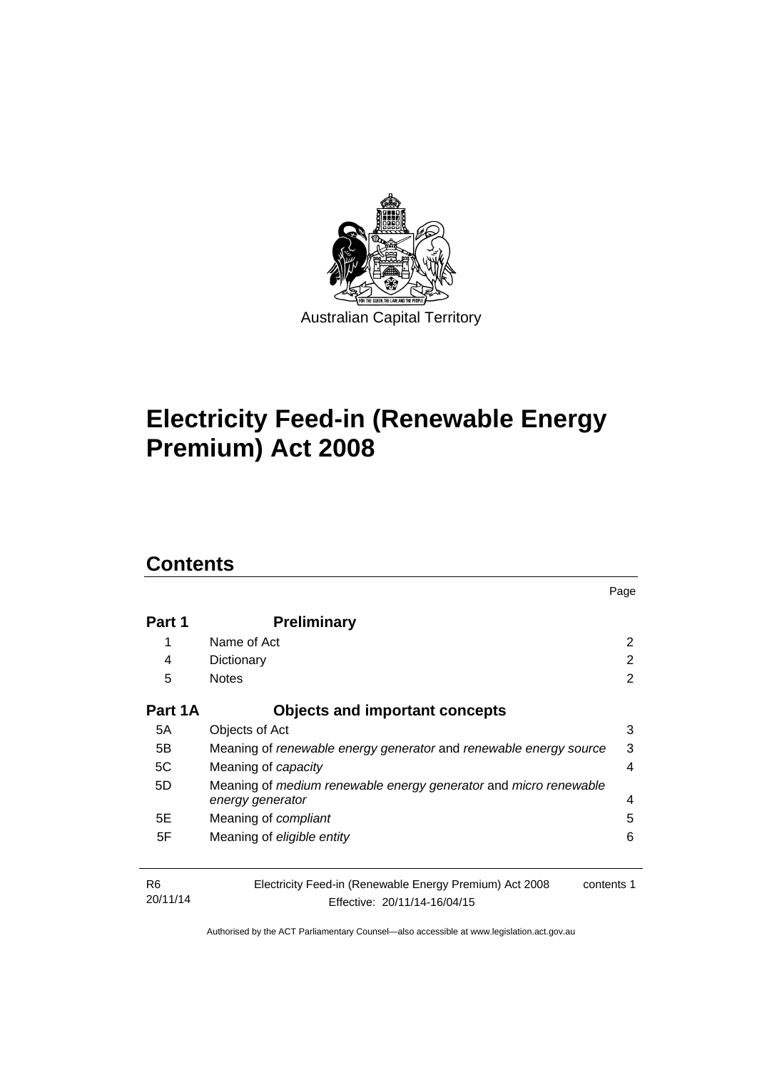Australian Capital Territory

# Electricity Feed-in (Renewable Energy Premium) Act 2008

## Contents

| | | Page |
|---|---|---|
| **Part 1** | **Preliminary** | |
| 1 | Name of Act | 2 |
| 4 | Dictionary | 2 |
| 5 | Notes | 2 |
| **Part 1A** | **Objects and important concepts** | |
| 5A | Objects of Act | 3 |
| 5B | Meaning of *renewable energy generator* and *renewable energy source* | 3 |
| 5C | Meaning of *capacity* | 4 |
| 5D | Meaning of *medium renewable energy generator* and *micro renewable energy generator* | 4 |
| 5E | Meaning of *compliant* | 5 |
| 5F | Meaning of *eligible entity* | 6 |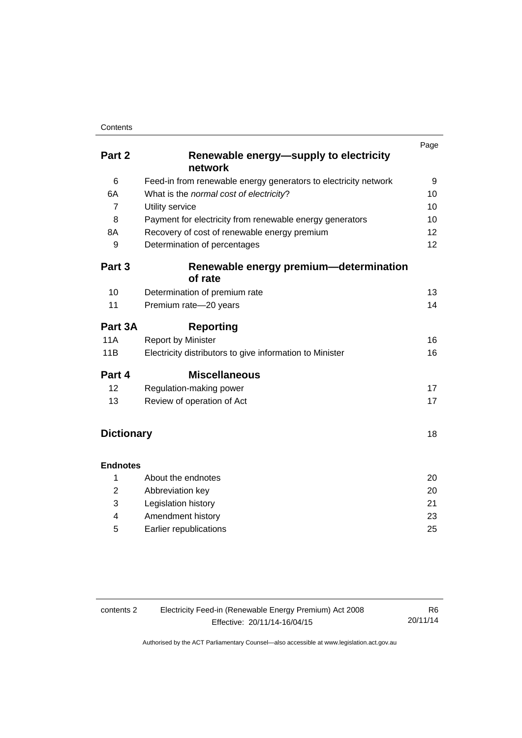| | | Page |
|---|---|---|
| **Part 2** | **Renewable energy—supply to electricity network** | |
| 6 | Feed-in from renewable energy generators to electricity network | 9 |
| 6A | What is the *normal cost of electricity*? | 10 |
| 7 | Utility service | 10 |
| 8 | Payment for electricity from renewable energy generators | 10 |
| 8A | Recovery of cost of renewable energy premium | 12 |
| 9 | Determination of percentages | 12 |
| **Part 3** | **Renewable energy premium—determination of rate** | |
| 10 | Determination of premium rate | 13 |
| 11 | Premium rate—20 years | 14 |
| **Part 3A** | **Reporting** | |
| 11A | Report by Minister | 16 |
| 11B | Electricity distributors to give information to Minister | 16 |
| **Part 4** | **Miscellaneous** | |
| 12 | Regulation-making power | 17 |
| 13 | Review of operation of Act | 17 |
| **Dictionary** | | 18 |
| **Endnotes** | | |
| 1 | About the endnotes | 20 |
| 2 | Abbreviation key | 20 |
| 3 | Legislation history | 21 |
| 4 | Amendment history | 23 |
| 5 | Earlier republications | 25 |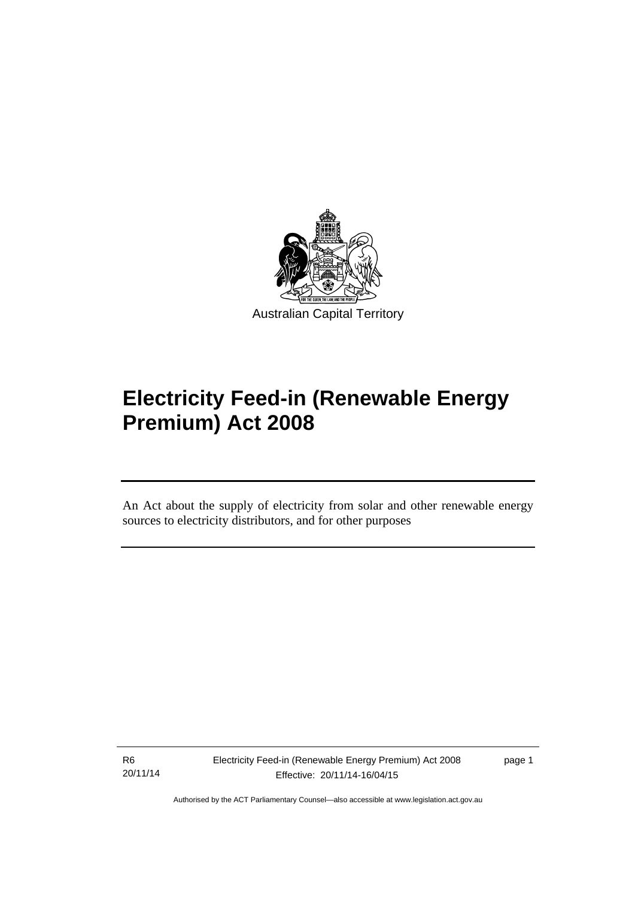Australian Capital Territory

# Electricity Feed-in (Renewable Energy Premium) Act 2008

An Act about the supply of electricity from solar and other renewable energy sources to electricity distributors, and for other purposes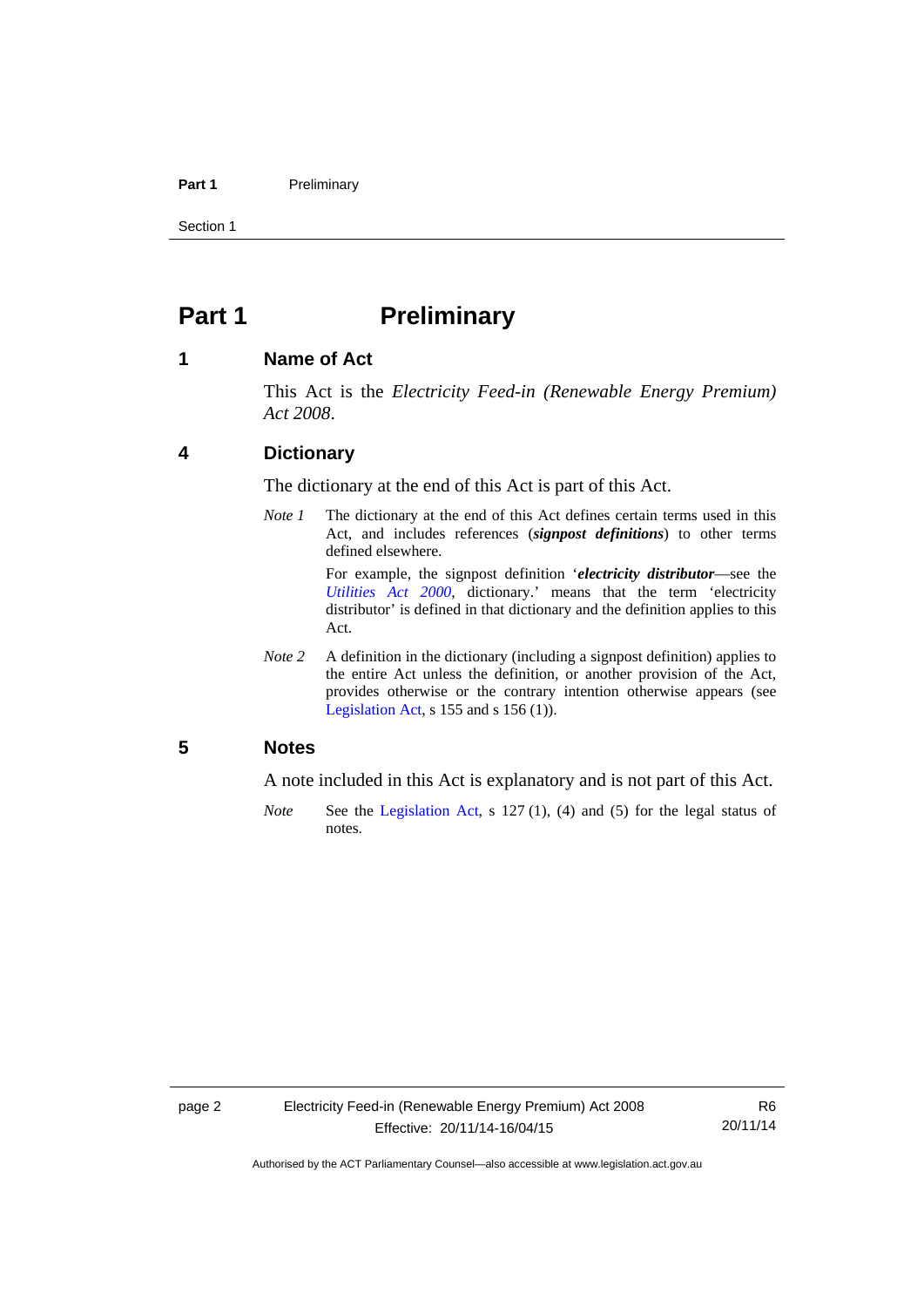# Part 1 Preliminary

## 1 Name of Act

This Act is the *Electricity Feed-in (Renewable Energy Premium) Act 2008*.

## 4 Dictionary

The dictionary at the end of this Act is part of this Act.

*Note 1* The dictionary at the end of this Act defines certain terms used in this Act, and includes references (***signpost definitions***) to other terms defined elsewhere.

For example, the signpost definition '***electricity distributor***—see the *Utilities Act 2000*, dictionary.' means that the term 'electricity distributor' is defined in that dictionary and the definition applies to this Act.

*Note 2* A definition in the dictionary (including a signpost definition) applies to the entire Act unless the definition, or another provision of the Act, provides otherwise or the contrary intention otherwise appears (see Legislation Act, s 155 and s 156 (1)).

## 5 Notes

A note included in this Act is explanatory and is not part of this Act.

*Note* See the Legislation Act, s 127 (1), (4) and (5) for the legal status of notes.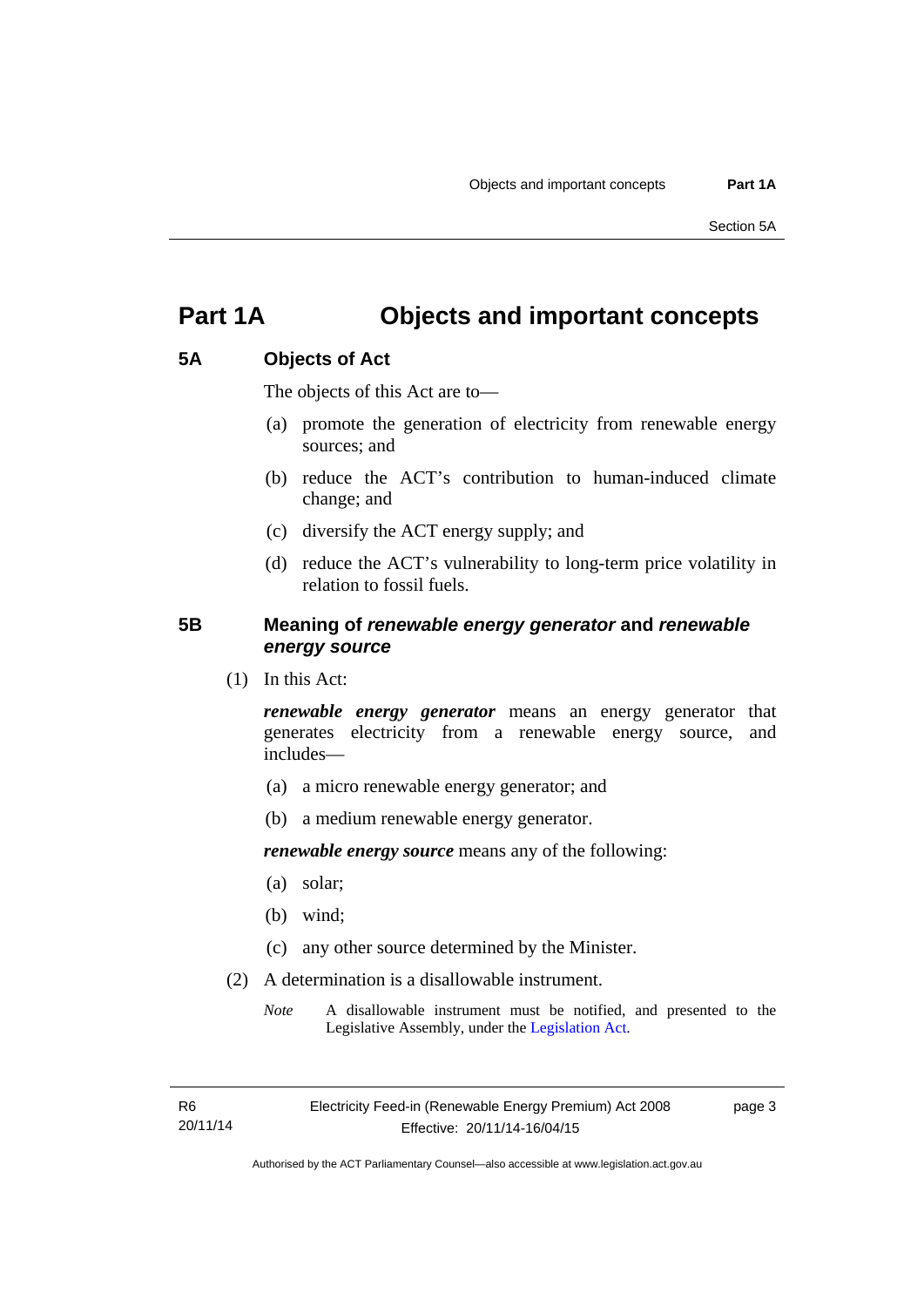# Part 1A Objects and important concepts

## 5A Objects of Act

The objects of this Act are to—

(a) promote the generation of electricity from renewable energy sources; and

(b) reduce the ACT's contribution to human-induced climate change; and

(c) diversify the ACT energy supply; and

(d) reduce the ACT's vulnerability to long-term price volatility in relation to fossil fuels.

## 5B Meaning of *renewable energy generator* and *renewable energy source*

(1) In this Act:

***renewable energy generator*** means an energy generator that generates electricity from a renewable energy source, and includes—

(a) a micro renewable energy generator; and

(b) a medium renewable energy generator.

***renewable energy source*** means any of the following:

(a) solar;

(b) wind;

(c) any other source determined by the Minister.

(2) A determination is a disallowable instrument.

*Note* A disallowable instrument must be notified, and presented to the Legislative Assembly, under the Legislation Act.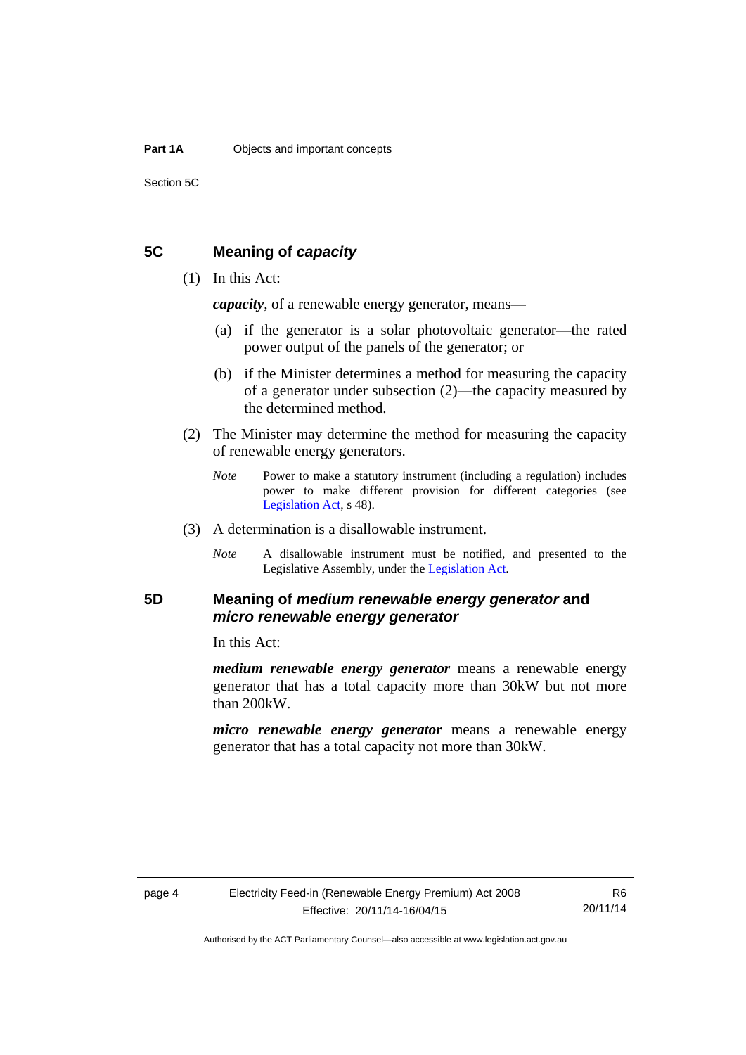## 5C Meaning of *capacity*

(1) In this Act:

***capacity***, of a renewable energy generator, means—

(a) if the generator is a solar photovoltaic generator—the rated power output of the panels of the generator; or

(b) if the Minister determines a method for measuring the capacity of a generator under subsection (2)—the capacity measured by the determined method.

(2) The Minister may determine the method for measuring the capacity of renewable energy generators.

*Note* Power to make a statutory instrument (including a regulation) includes power to make different provision for different categories (see Legislation Act, s 48).

(3) A determination is a disallowable instrument.

*Note* A disallowable instrument must be notified, and presented to the Legislative Assembly, under the Legislation Act.

## 5D Meaning of *medium renewable energy generator* and *micro renewable energy generator*

In this Act:

***medium renewable energy generator*** means a renewable energy generator that has a total capacity more than 30kW but not more than 200kW.

***micro renewable energy generator*** means a renewable energy generator that has a total capacity not more than 30kW.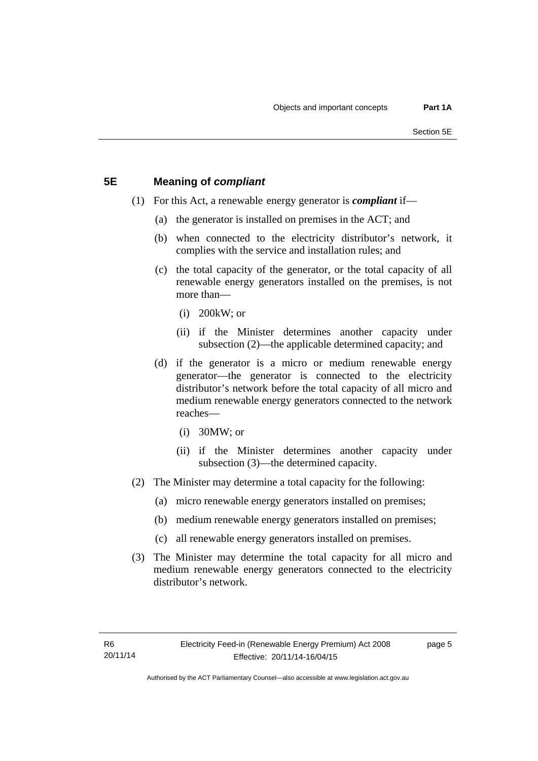## 5E Meaning of ***compliant***

(1) For this Act, a renewable energy generator is ***compliant*** if—

(a) the generator is installed on premises in the ACT; and

(b) when connected to the electricity distributor's network, it complies with the service and installation rules; and

(c) the total capacity of the generator, or the total capacity of all renewable energy generators installed on the premises, is not more than—

(i) 200kW; or

(ii) if the Minister determines another capacity under subsection (2)—the applicable determined capacity; and

(d) if the generator is a micro or medium renewable energy generator—the generator is connected to the electricity distributor's network before the total capacity of all micro and medium renewable energy generators connected to the network reaches—

(i) 30MW; or

(ii) if the Minister determines another capacity under subsection (3)—the determined capacity.

(2) The Minister may determine a total capacity for the following:

(a) micro renewable energy generators installed on premises;

(b) medium renewable energy generators installed on premises;

(c) all renewable energy generators installed on premises.

(3) The Minister may determine the total capacity for all micro and medium renewable energy generators connected to the electricity distributor's network.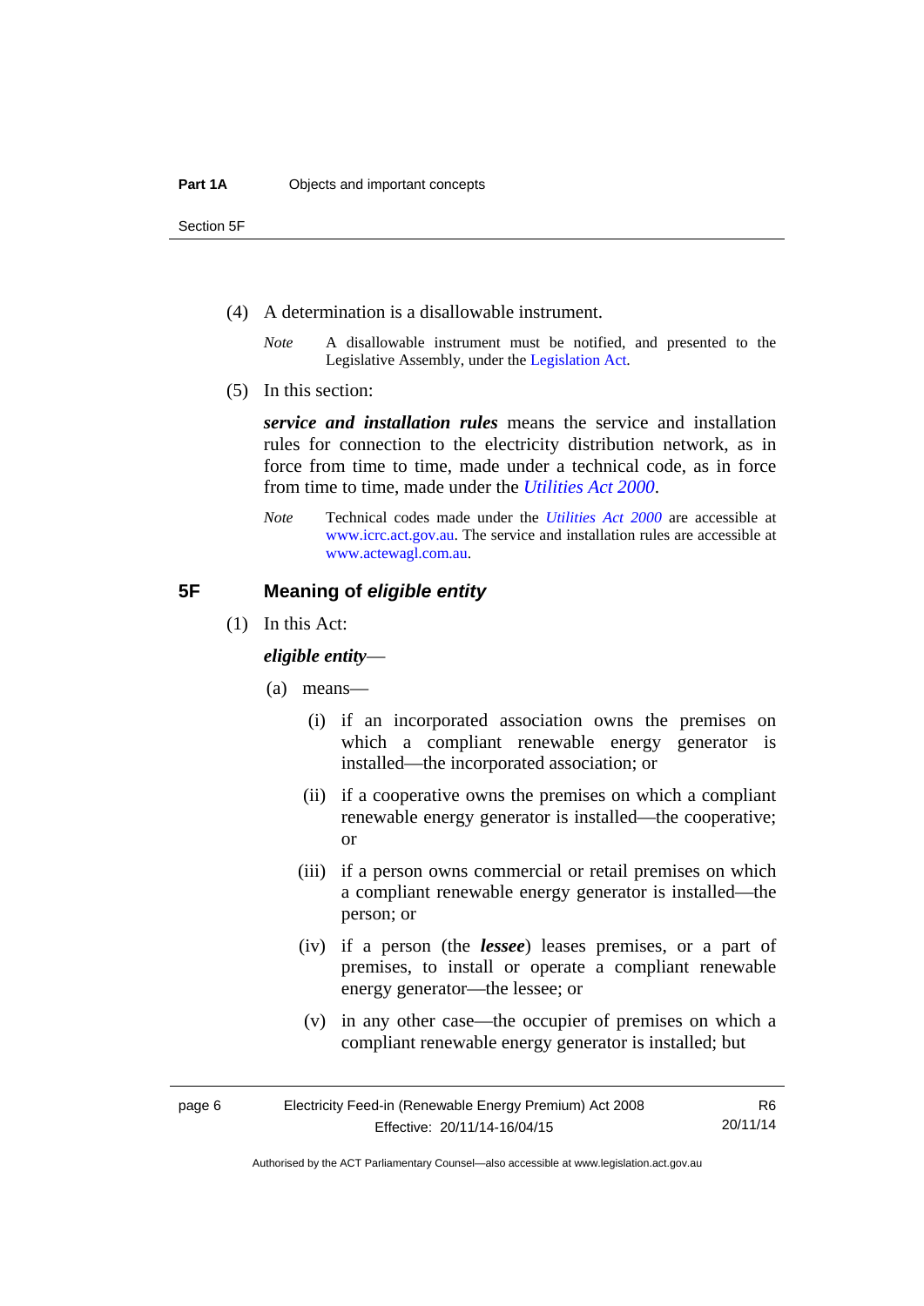(4) A determination is a disallowable instrument.

*Note* A disallowable instrument must be notified, and presented to the Legislative Assembly, under the Legislation Act.

(5) In this section:

***service and installation rules*** means the service and installation rules for connection to the electricity distribution network, as in force from time to time, made under a technical code, as in force from time to time, made under the *Utilities Act 2000*.

*Note* Technical codes made under the *Utilities Act 2000* are accessible at www.icrc.act.gov.au. The service and installation rules are accessible at www.actewagl.com.au.

## 5F Meaning of *eligible entity*

(1) In this Act:

***eligible entity***—

(a) means—

(i) if an incorporated association owns the premises on which a compliant renewable energy generator is installed—the incorporated association; or

(ii) if a cooperative owns the premises on which a compliant renewable energy generator is installed—the cooperative; or

(iii) if a person owns commercial or retail premises on which a compliant renewable energy generator is installed—the person; or

(iv) if a person (the ***lessee***) leases premises, or a part of premises, to install or operate a compliant renewable energy generator—the lessee; or

(v) in any other case—the occupier of premises on which a compliant renewable energy generator is installed; but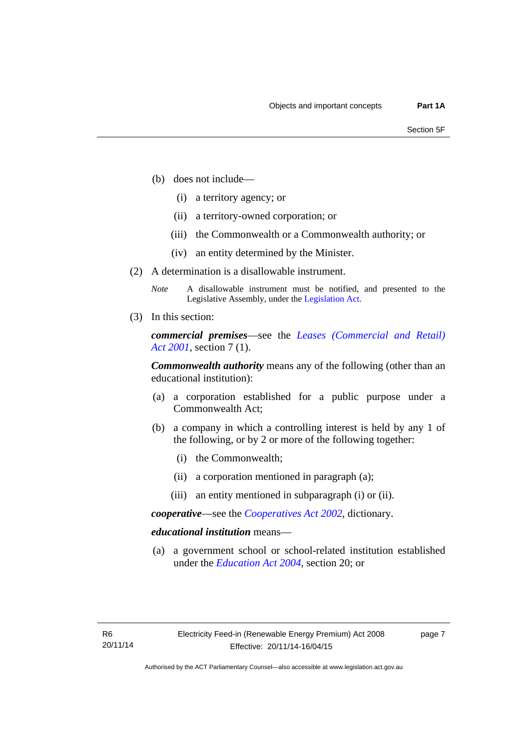(b) does not include—

  (i) a territory agency; or

  (ii) a territory-owned corporation; or

  (iii) the Commonwealth or a Commonwealth authority; or

  (iv) an entity determined by the Minister.

(2) A determination is a disallowable instrument.

*Note* A disallowable instrument must be notified, and presented to the Legislative Assembly, under the Legislation Act.

(3) In this section:

***commercial premises***—see the *Leases (Commercial and Retail) Act 2001*, section 7 (1).

***Commonwealth authority*** means any of the following (other than an educational institution):

(a) a corporation established for a public purpose under a Commonwealth Act;

(b) a company in which a controlling interest is held by any 1 of the following, or by 2 or more of the following together:

  (i) the Commonwealth;

  (ii) a corporation mentioned in paragraph (a);

  (iii) an entity mentioned in subparagraph (i) or (ii).

***cooperative***—see the *Cooperatives Act 2002*, dictionary.

***educational institution*** means—

(a) a government school or school-related institution established under the *Education Act 2004*, section 20; or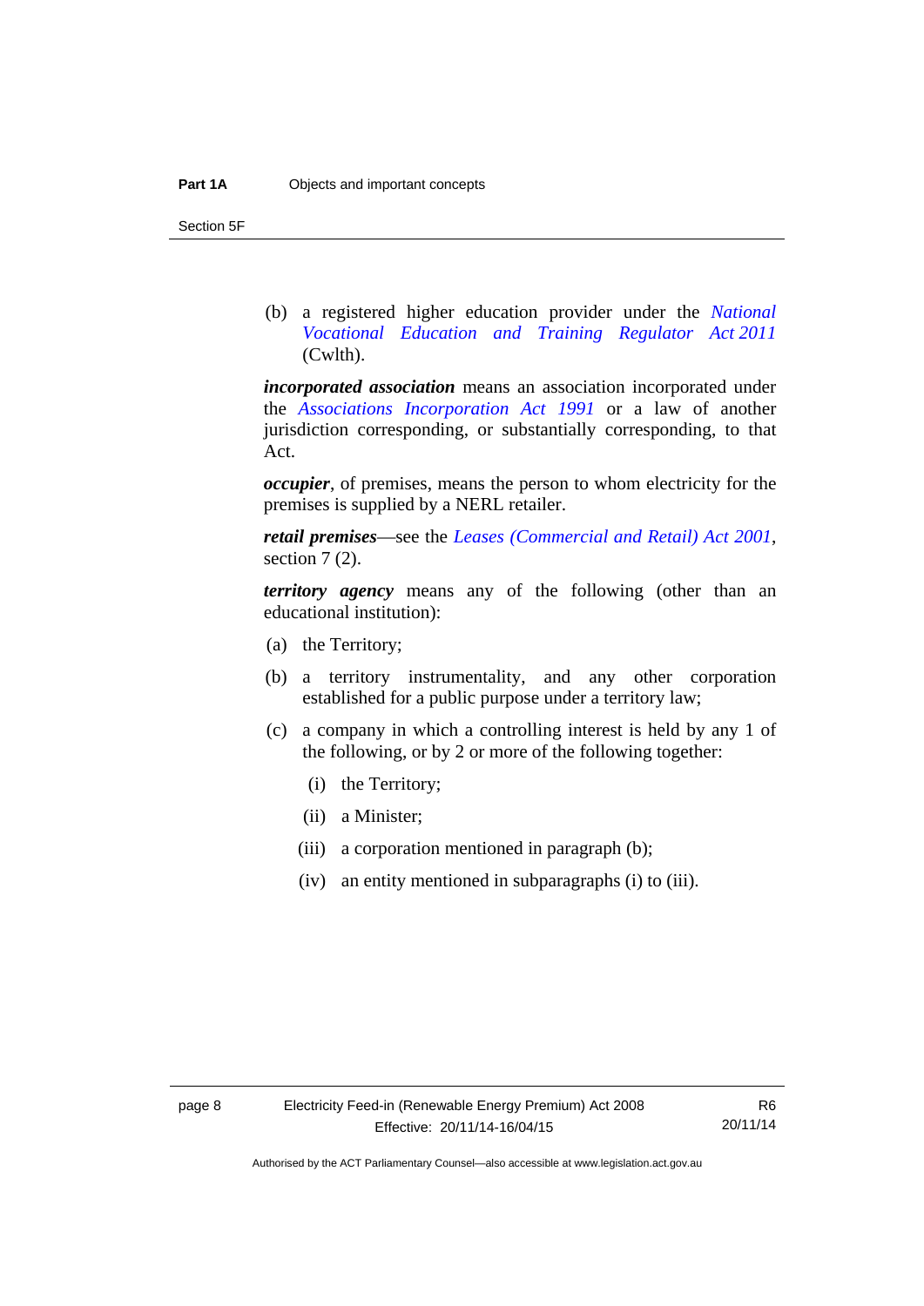(b) a registered higher education provider under the *National Vocational Education and Training Regulator Act 2011* (Cwlth).

***incorporated association*** means an association incorporated under the *Associations Incorporation Act 1991* or a law of another jurisdiction corresponding, or substantially corresponding, to that Act.

***occupier***, of premises, means the person to whom electricity for the premises is supplied by a NERL retailer.

***retail premises***—see the *Leases (Commercial and Retail) Act 2001*, section 7 (2).

***territory agency*** means any of the following (other than an educational institution):

(a) the Territory;

(b) a territory instrumentality, and any other corporation established for a public purpose under a territory law;

(c) a company in which a controlling interest is held by any 1 of the following, or by 2 or more of the following together:

  (i) the Territory;

  (ii) a Minister;

  (iii) a corporation mentioned in paragraph (b);

  (iv) an entity mentioned in subparagraphs (i) to (iii).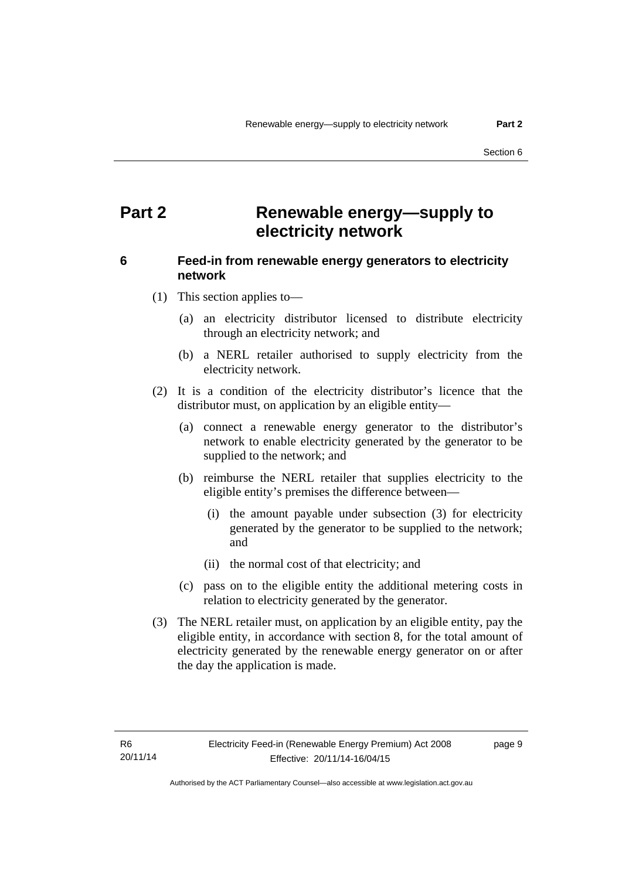# Part 2 Renewable energy—supply to electricity network

## 6 Feed-in from renewable energy generators to electricity network

(1) This section applies to—

(a) an electricity distributor licensed to distribute electricity through an electricity network; and

(b) a NERL retailer authorised to supply electricity from the electricity network.

(2) It is a condition of the electricity distributor's licence that the distributor must, on application by an eligible entity—

(a) connect a renewable energy generator to the distributor's network to enable electricity generated by the generator to be supplied to the network; and

(b) reimburse the NERL retailer that supplies electricity to the eligible entity's premises the difference between—

(i) the amount payable under subsection (3) for electricity generated by the generator to be supplied to the network; and

(ii) the normal cost of that electricity; and

(c) pass on to the eligible entity the additional metering costs in relation to electricity generated by the generator.

(3) The NERL retailer must, on application by an eligible entity, pay the eligible entity, in accordance with section 8, for the total amount of electricity generated by the renewable energy generator on or after the day the application is made.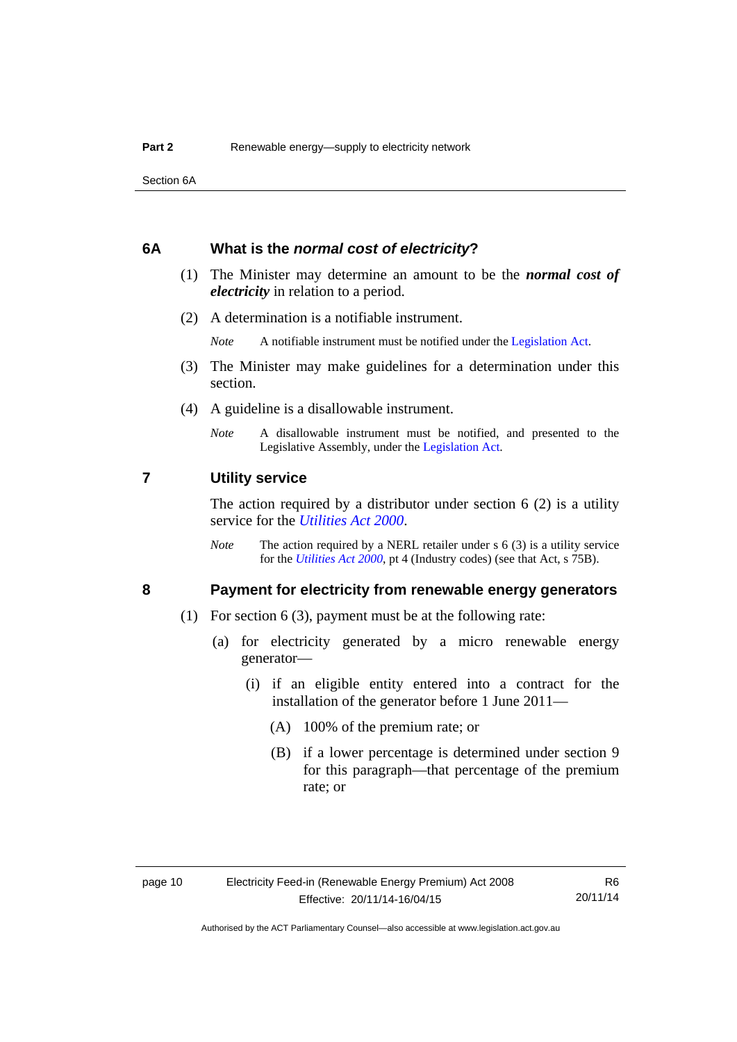### 6A What is the *normal cost of electricity*?

(1) The Minister may determine an amount to be the ***normal cost of electricity*** in relation to a period.

(2) A determination is a notifiable instrument.

*Note* A notifiable instrument must be notified under the Legislation Act.

(3) The Minister may make guidelines for a determination under this section.

(4) A guideline is a disallowable instrument.

*Note* A disallowable instrument must be notified, and presented to the Legislative Assembly, under the Legislation Act.

### 7 Utility service

The action required by a distributor under section 6 (2) is a utility service for the *Utilities Act 2000*.

*Note* The action required by a NERL retailer under s 6 (3) is a utility service for the *Utilities Act 2000*, pt 4 (Industry codes) (see that Act, s 75B).

### 8 Payment for electricity from renewable energy generators

(1) For section 6 (3), payment must be at the following rate:

(a) for electricity generated by a micro renewable energy generator—

(i) if an eligible entity entered into a contract for the installation of the generator before 1 June 2011—

(A) 100% of the premium rate; or

(B) if a lower percentage is determined under section 9 for this paragraph—that percentage of the premium rate; or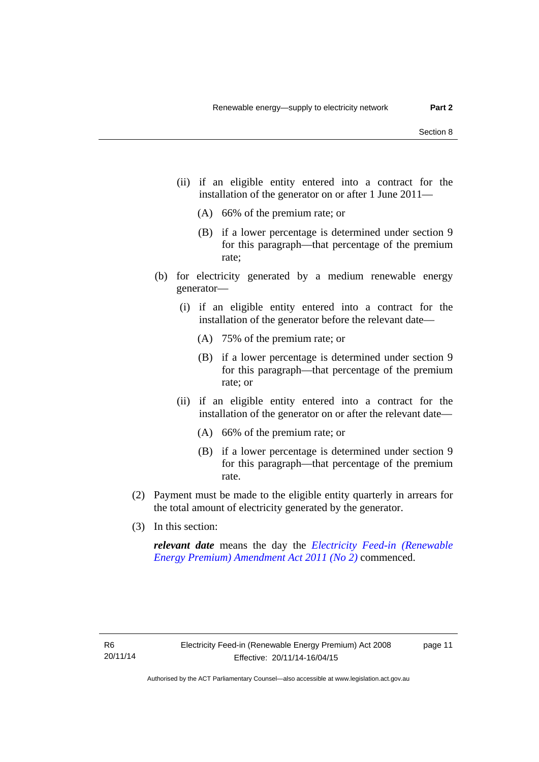(ii) if an eligible entity entered into a contract for the installation of the generator on or after 1 June 2011—

(A) 66% of the premium rate; or

(B) if a lower percentage is determined under section 9 for this paragraph—that percentage of the premium rate;

(b) for electricity generated by a medium renewable energy generator—

(i) if an eligible entity entered into a contract for the installation of the generator before the relevant date—

(A) 75% of the premium rate; or

(B) if a lower percentage is determined under section 9 for this paragraph—that percentage of the premium rate; or

(ii) if an eligible entity entered into a contract for the installation of the generator on or after the relevant date—

(A) 66% of the premium rate; or

(B) if a lower percentage is determined under section 9 for this paragraph—that percentage of the premium rate.

(2) Payment must be made to the eligible entity quarterly in arrears for the total amount of electricity generated by the generator.

(3) In this section:

***relevant date*** means the day the *Electricity Feed-in (Renewable Energy Premium) Amendment Act 2011 (No 2)* commenced.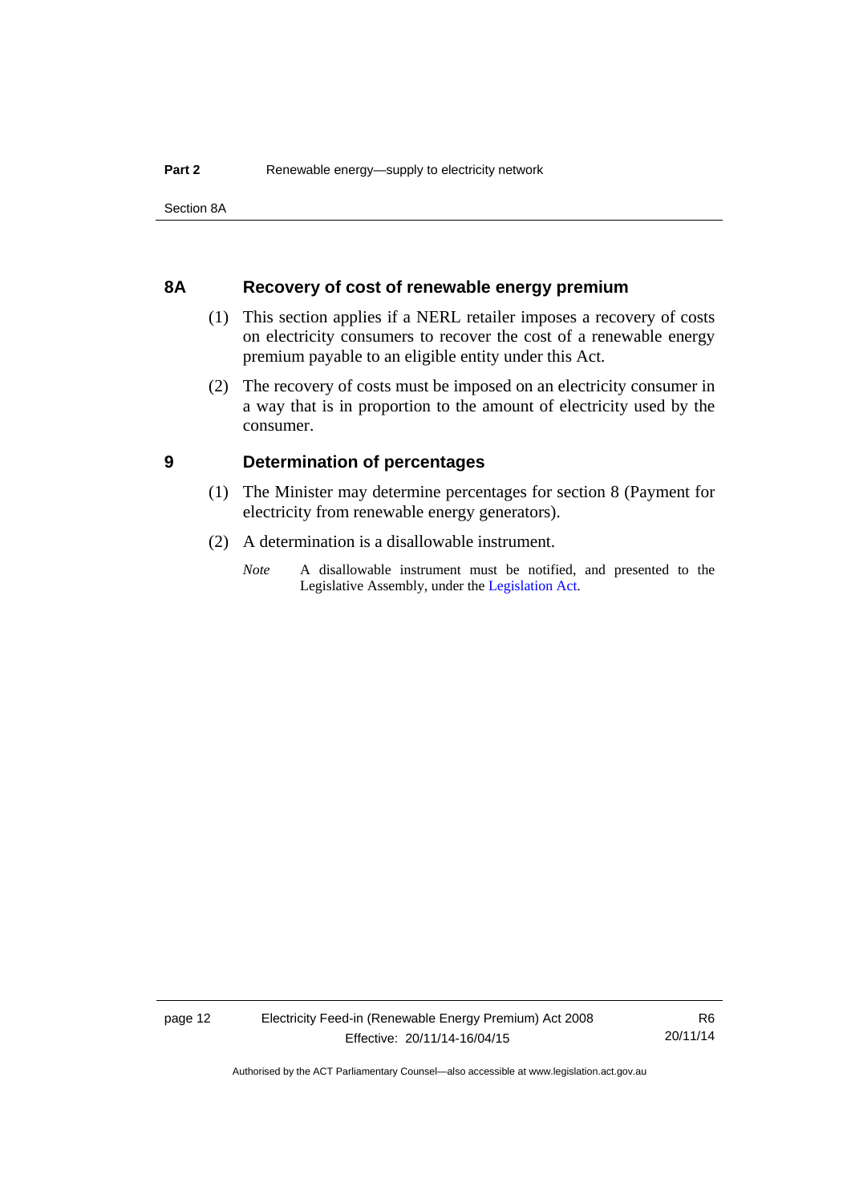## 8A Recovery of cost of renewable energy premium

(1) This section applies if a NERL retailer imposes a recovery of costs on electricity consumers to recover the cost of a renewable energy premium payable to an eligible entity under this Act.

(2) The recovery of costs must be imposed on an electricity consumer in a way that is in proportion to the amount of electricity used by the consumer.

## 9 Determination of percentages

(1) The Minister may determine percentages for section 8 (Payment for electricity from renewable energy generators).

(2) A determination is a disallowable instrument.

*Note* A disallowable instrument must be notified, and presented to the Legislative Assembly, under the Legislation Act.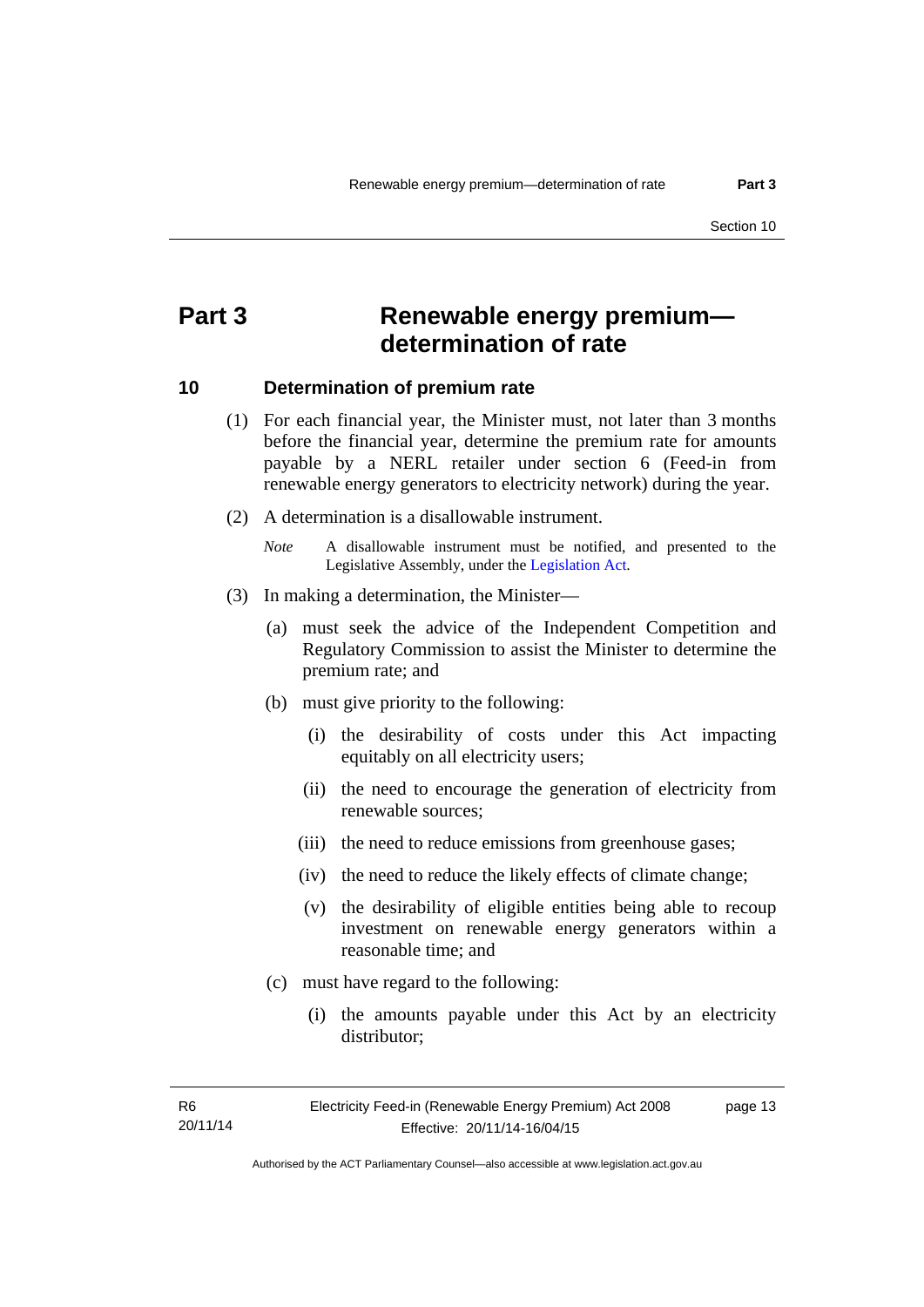# Part 3 Renewable energy premium—determination of rate

## 10 Determination of premium rate

(1) For each financial year, the Minister must, not later than 3 months before the financial year, determine the premium rate for amounts payable by a NERL retailer under section 6 (Feed-in from renewable energy generators to electricity network) during the year.

(2) A determination is a disallowable instrument.

*Note* A disallowable instrument must be notified, and presented to the Legislative Assembly, under the Legislation Act.

(3) In making a determination, the Minister—

(a) must seek the advice of the Independent Competition and Regulatory Commission to assist the Minister to determine the premium rate; and

(b) must give priority to the following:

(i) the desirability of costs under this Act impacting equitably on all electricity users;

(ii) the need to encourage the generation of electricity from renewable sources;

(iii) the need to reduce emissions from greenhouse gases;

(iv) the need to reduce the likely effects of climate change;

(v) the desirability of eligible entities being able to recoup investment on renewable energy generators within a reasonable time; and

(c) must have regard to the following:

(i) the amounts payable under this Act by an electricity distributor;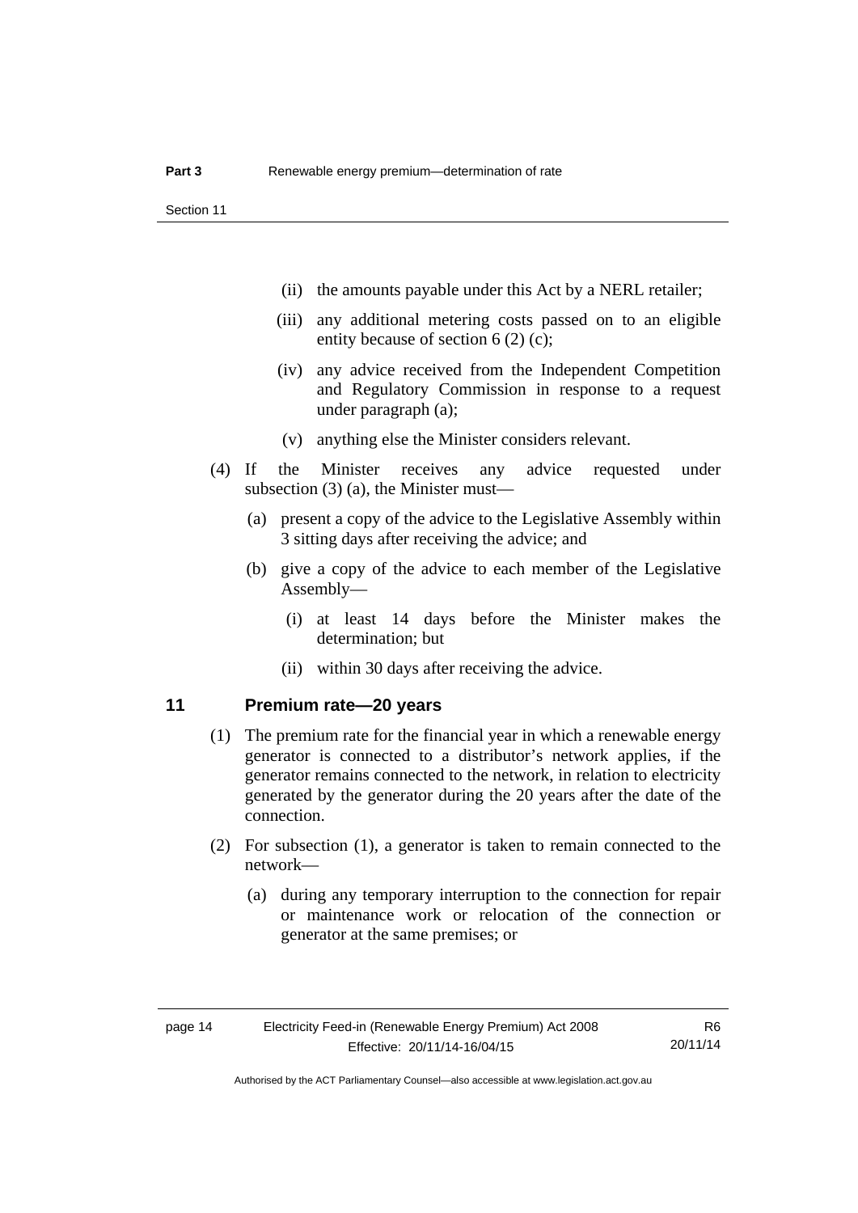(ii) the amounts payable under this Act by a NERL retailer;

(iii) any additional metering costs passed on to an eligible entity because of section 6 (2) (c);

(iv) any advice received from the Independent Competition and Regulatory Commission in response to a request under paragraph (a);

(v) anything else the Minister considers relevant.

(4) If the Minister receives any advice requested under subsection (3) (a), the Minister must—

(a) present a copy of the advice to the Legislative Assembly within 3 sitting days after receiving the advice; and

(b) give a copy of the advice to each member of the Legislative Assembly—

(i) at least 14 days before the Minister makes the determination; but

(ii) within 30 days after receiving the advice.

## 11 Premium rate—20 years

(1) The premium rate for the financial year in which a renewable energy generator is connected to a distributor's network applies, if the generator remains connected to the network, in relation to electricity generated by the generator during the 20 years after the date of the connection.

(2) For subsection (1), a generator is taken to remain connected to the network—

(a) during any temporary interruption to the connection for repair or maintenance work or relocation of the connection or generator at the same premises; or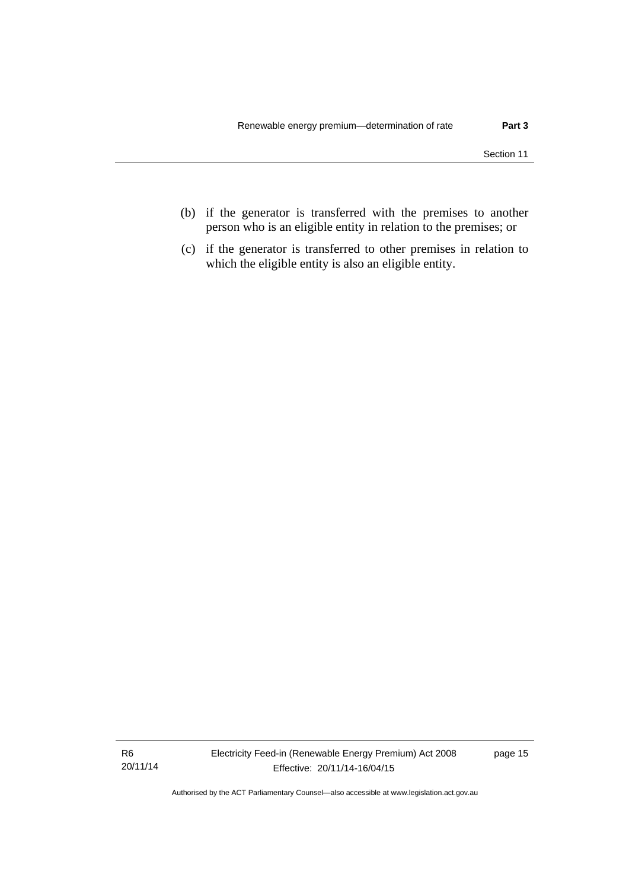(b) if the generator is transferred with the premises to another person who is an eligible entity in relation to the premises; or

(c) if the generator is transferred to other premises in relation to which the eligible entity is also an eligible entity.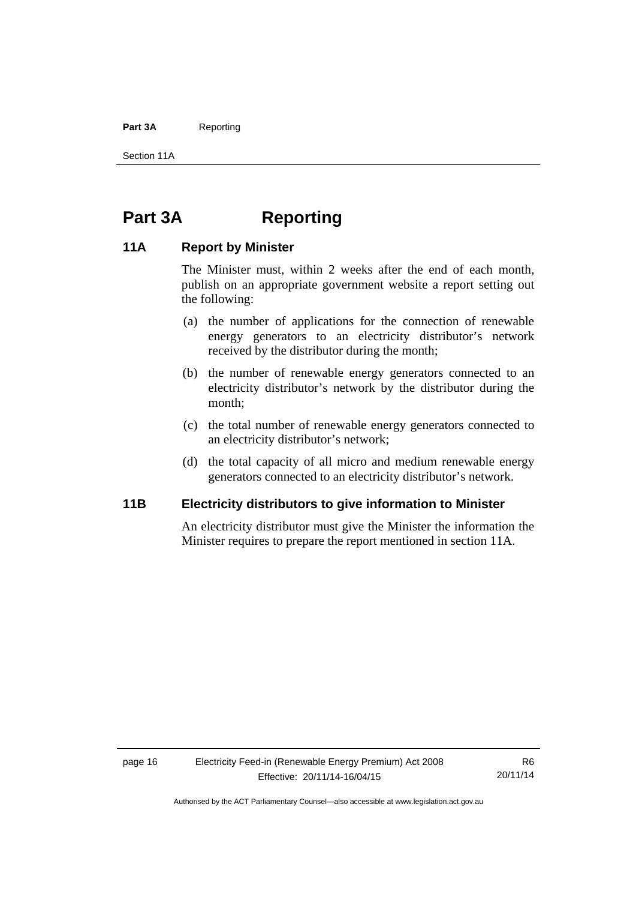# Part 3A Reporting

## 11A Report by Minister

The Minister must, within 2 weeks after the end of each month, publish on an appropriate government website a report setting out the following:

(a) the number of applications for the connection of renewable energy generators to an electricity distributor's network received by the distributor during the month;

(b) the number of renewable energy generators connected to an electricity distributor's network by the distributor during the month;

(c) the total number of renewable energy generators connected to an electricity distributor's network;

(d) the total capacity of all micro and medium renewable energy generators connected to an electricity distributor's network.

## 11B Electricity distributors to give information to Minister

An electricity distributor must give the Minister the information the Minister requires to prepare the report mentioned in section 11A.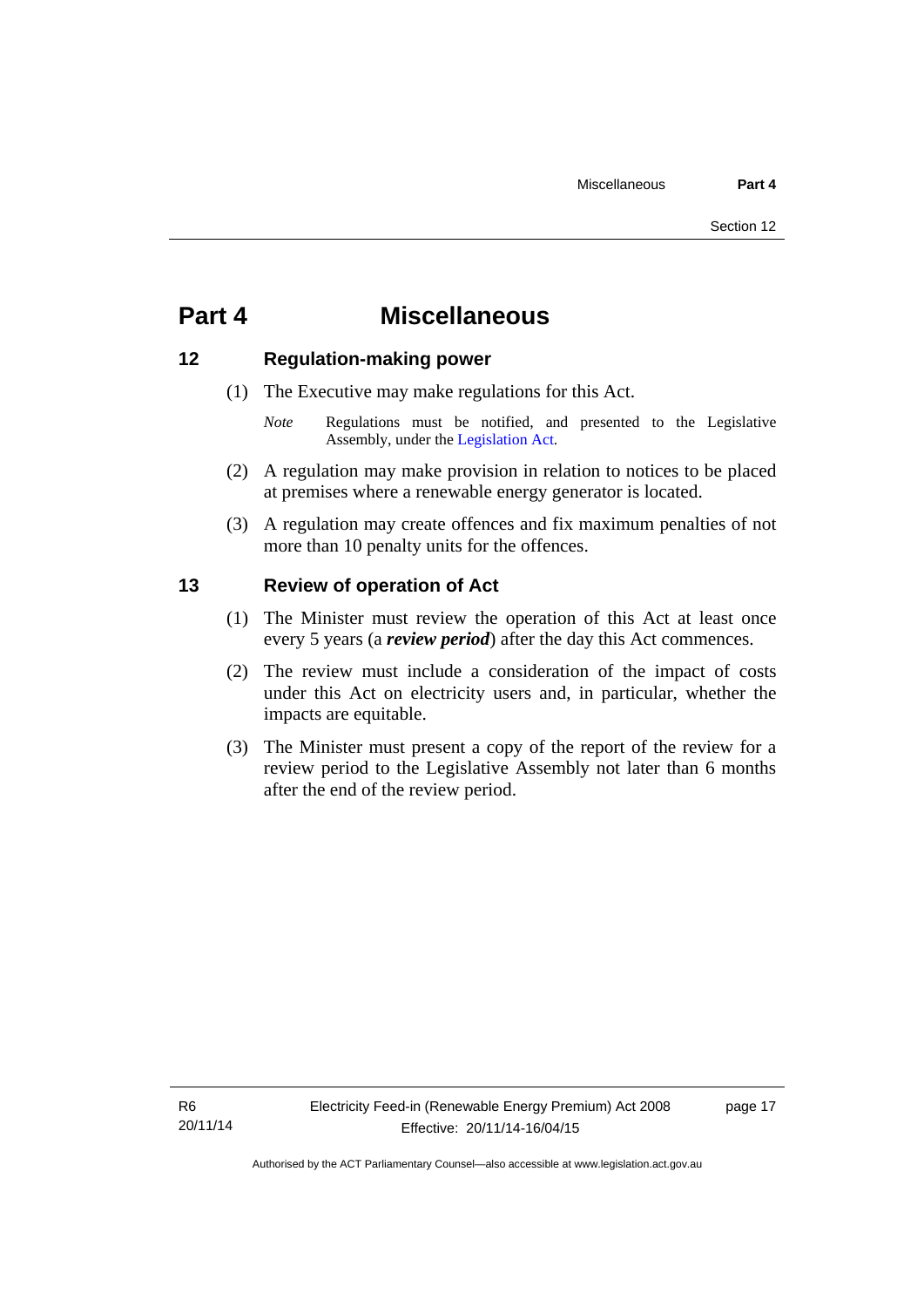# Part 4 Miscellaneous

## 12 Regulation-making power

(1) The Executive may make regulations for this Act.

*Note* Regulations must be notified, and presented to the Legislative Assembly, under the Legislation Act.

(2) A regulation may make provision in relation to notices to be placed at premises where a renewable energy generator is located.

(3) A regulation may create offences and fix maximum penalties of not more than 10 penalty units for the offences.

## 13 Review of operation of Act

(1) The Minister must review the operation of this Act at least once every 5 years (a ***review period***) after the day this Act commences.

(2) The review must include a consideration of the impact of costs under this Act on electricity users and, in particular, whether the impacts are equitable.

(3) The Minister must present a copy of the report of the review for a review period to the Legislative Assembly not later than 6 months after the end of the review period.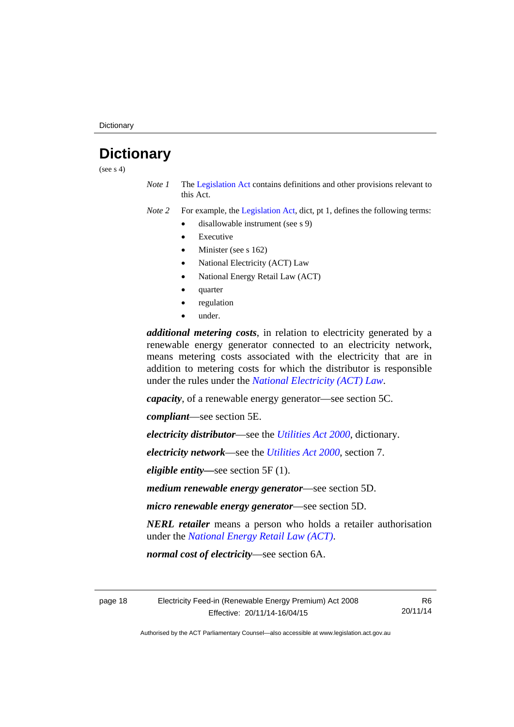# Dictionary

(see s 4)

*Note 1* The Legislation Act contains definitions and other provisions relevant to this Act.

*Note 2* For example, the Legislation Act, dict, pt 1, defines the following terms:

- disallowable instrument (see s 9)
- Executive
- Minister (see s 162)
- National Electricity (ACT) Law
- National Energy Retail Law (ACT)
- quarter
- regulation
- under.

***additional metering costs***, in relation to electricity generated by a renewable energy generator connected to an electricity network, means metering costs associated with the electricity that are in addition to metering costs for which the distributor is responsible under the rules under the *National Electricity (ACT) Law*.

***capacity***, of a renewable energy generator—see section 5C.

***compliant***—see section 5E.

***electricity distributor***—see the *Utilities Act 2000*, dictionary.

***electricity network***—see the *Utilities Act 2000*, section 7.

***eligible entity***—see section 5F (1).

***medium renewable energy generator***—see section 5D.

***micro renewable energy generator***—see section 5D.

***NERL retailer*** means a person who holds a retailer authorisation under the *National Energy Retail Law (ACT)*.

***normal cost of electricity***—see section 6A.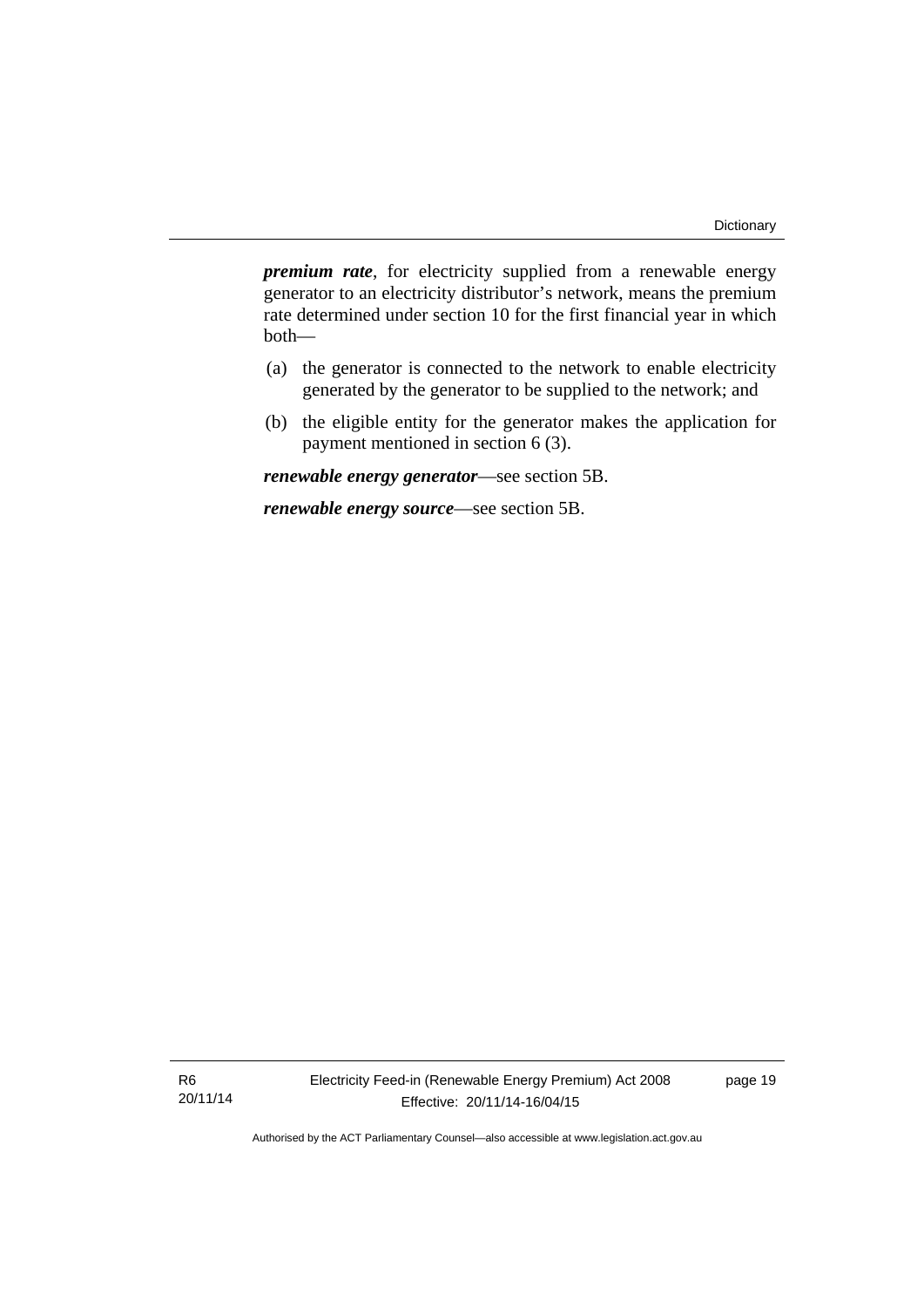***premium rate***, for electricity supplied from a renewable energy generator to an electricity distributor's network, means the premium rate determined under section 10 for the first financial year in which both—

(a) the generator is connected to the network to enable electricity generated by the generator to be supplied to the network; and

(b) the eligible entity for the generator makes the application for payment mentioned in section 6 (3).

***renewable energy generator***—see section 5B.

***renewable energy source***—see section 5B.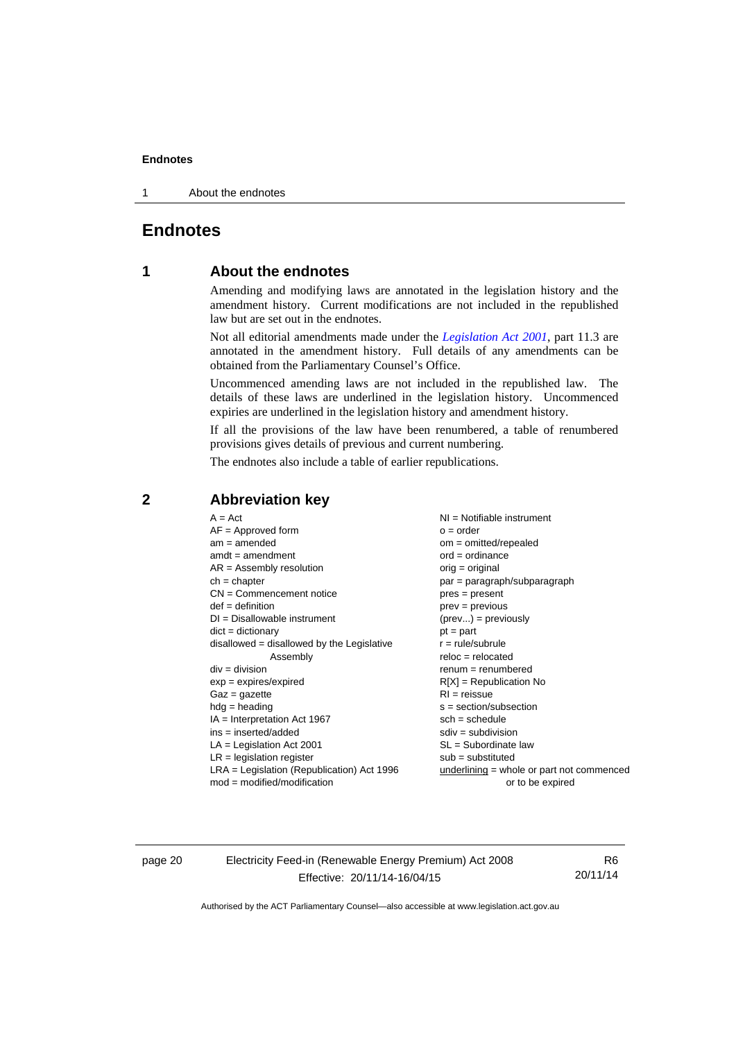# Endnotes

## 1 About the endnotes

Amending and modifying laws are annotated in the legislation history and the amendment history. Current modifications are not included in the republished law but are set out in the endnotes.

Not all editorial amendments made under the *Legislation Act 2001*, part 11.3 are annotated in the amendment history. Full details of any amendments can be obtained from the Parliamentary Counsel's Office.

Uncommenced amending laws are not included in the republished law. The details of these laws are underlined in the legislation history. Uncommenced expiries are underlined in the legislation history and amendment history.

If all the provisions of the law have been renumbered, a table of renumbered provisions gives details of previous and current numbering.

The endnotes also include a table of earlier republications.

## 2 Abbreviation key

| | |
|---|---|
| A = Act | NI = Notifiable instrument |
| AF = Approved form | o = order |
| am = amended | om = omitted/repealed |
| amdt = amendment | ord = ordinance |
| AR = Assembly resolution | orig = original |
| ch = chapter | par = paragraph/subparagraph |
| CN = Commencement notice | pres = present |
| def = definition | prev = previous |
| DI = Disallowable instrument | (prev...) = previously |
| dict = dictionary | pt = part |
| disallowed = disallowed by the Legislative Assembly | r = rule/subrule |
| div = division | reloc = relocated |
| exp = expires/expired | renum = renumbered |
| Gaz = gazette | R[X] = Republication No |
| hdg = heading | RI = reissue |
| IA = Interpretation Act 1967 | s = section/subsection |
| ins = inserted/added | sch = schedule |
| LA = Legislation Act 2001 | sdiv = subdivision |
| LR = legislation register | SL = Subordinate law |
| LRA = Legislation (Republication) Act 1996 | sub = substituted |
| mod = modified/modification | underlining = whole or part not commenced or to be expired |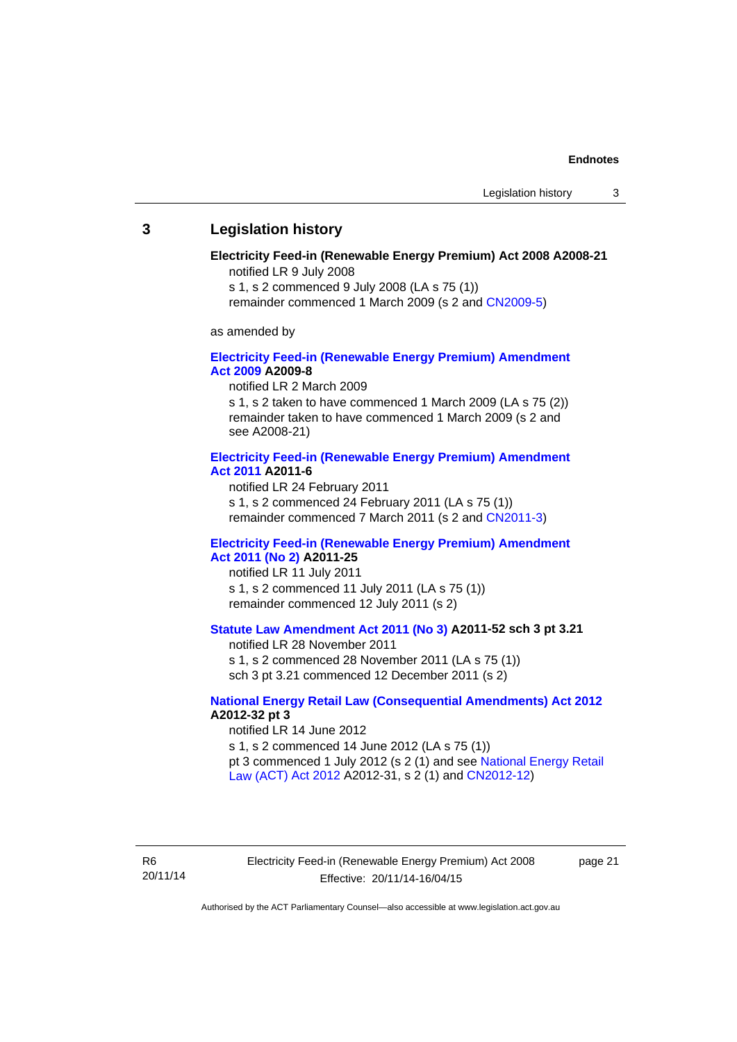## 3 Legislation history

**Electricity Feed-in (Renewable Energy Premium) Act 2008 A2008-21**

notified LR 9 July 2008

s 1, s 2 commenced 9 July 2008 (LA s 75 (1))

remainder commenced 1 March 2009 (s 2 and CN2009-5)

as amended by

**Electricity Feed-in (Renewable Energy Premium) Amendment Act 2009 A2009-8**

notified LR 2 March 2009

s 1, s 2 taken to have commenced 1 March 2009 (LA s 75 (2))

remainder taken to have commenced 1 March 2009 (s 2 and see A2008-21)

**Electricity Feed-in (Renewable Energy Premium) Amendment Act 2011 A2011-6**

notified LR 24 February 2011

s 1, s 2 commenced 24 February 2011 (LA s 75 (1))

remainder commenced 7 March 2011 (s 2 and CN2011-3)

**Electricity Feed-in (Renewable Energy Premium) Amendment Act 2011 (No 2) A2011-25**

notified LR 11 July 2011

s 1, s 2 commenced 11 July 2011 (LA s 75 (1))

remainder commenced 12 July 2011 (s 2)

**Statute Law Amendment Act 2011 (No 3) A2011-52 sch 3 pt 3.21**

notified LR 28 November 2011

s 1, s 2 commenced 28 November 2011 (LA s 75 (1))

sch 3 pt 3.21 commenced 12 December 2011 (s 2)

**National Energy Retail Law (Consequential Amendments) Act 2012 A2012-32 pt 3**

notified LR 14 June 2012

s 1, s 2 commenced 14 June 2012 (LA s 75 (1))

pt 3 commenced 1 July 2012 (s 2 (1) and see National Energy Retail Law (ACT) Act 2012 A2012-31, s 2 (1) and CN2012-12)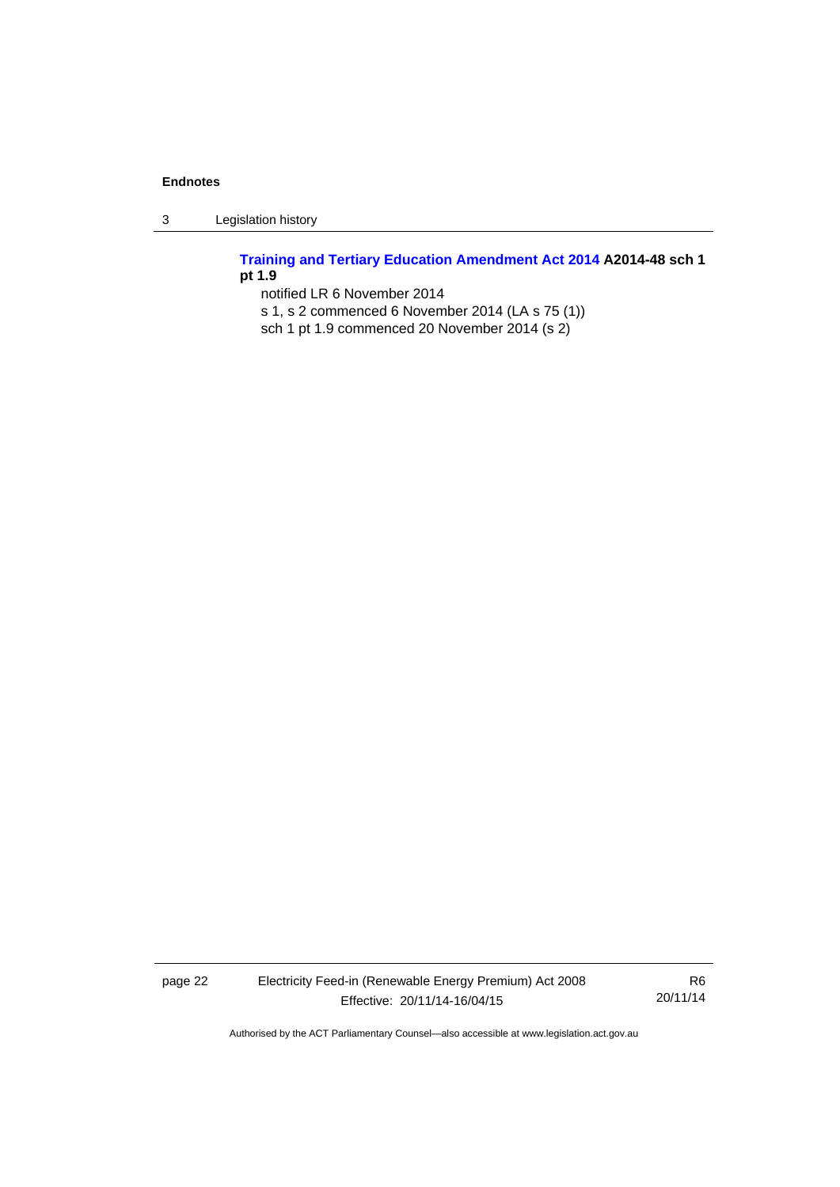**Training and Tertiary Education Amendment Act 2014 A2014-48 sch 1 pt 1.9**

notified LR 6 November 2014

s 1, s 2 commenced 6 November 2014 (LA s 75 (1))

sch 1 pt 1.9 commenced 20 November 2014 (s 2)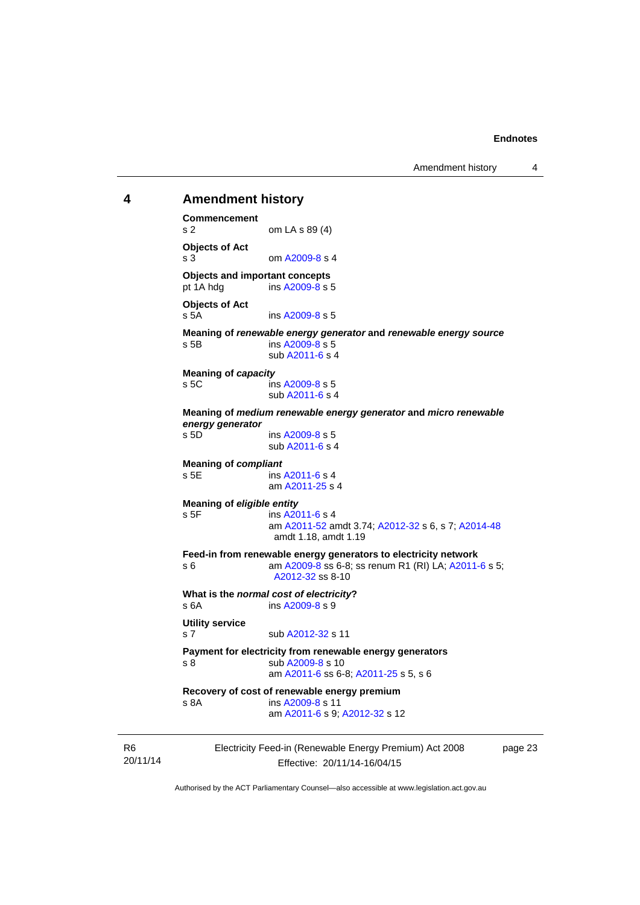## 4 Amendment history

**Commencement**
s 2 om LA s 89 (4)

**Objects of Act**
s 3 om A2009-8 s 4

**Objects and important concepts**
pt 1A hdg ins A2009-8 s 5

**Objects of Act**
s 5A ins A2009-8 s 5

**Meaning of *renewable energy generator* and *renewable energy source***
s 5B ins A2009-8 s 5
sub A2011-6 s 4

**Meaning of *capacity***
s 5C ins A2009-8 s 5
sub A2011-6 s 4

**Meaning of *medium renewable energy generator* and *micro renewable energy generator***
s 5D ins A2009-8 s 5
sub A2011-6 s 4

**Meaning of *compliant***
s 5E ins A2011-6 s 4
am A2011-25 s 4

**Meaning of *eligible entity***
s 5F ins A2011-6 s 4
am A2011-52 amdt 3.74; A2012-32 s 6, s 7; A2014-48 amdt 1.18, amdt 1.19

**Feed-in from renewable energy generators to electricity network**
s 6 am A2009-8 ss 6-8; ss renum R1 (RI) LA; A2011-6 s 5; A2012-32 ss 8-10

**What is the *normal cost of electricity*?**
s 6A ins A2009-8 s 9

**Utility service**
s 7 sub A2012-32 s 11

**Payment for electricity from renewable energy generators**
s 8 sub A2009-8 s 10
am A2011-6 ss 6-8; A2011-25 s 5, s 6

**Recovery of cost of renewable energy premium**
s 8A ins A2009-8 s 11
am A2011-6 s 9; A2012-32 s 12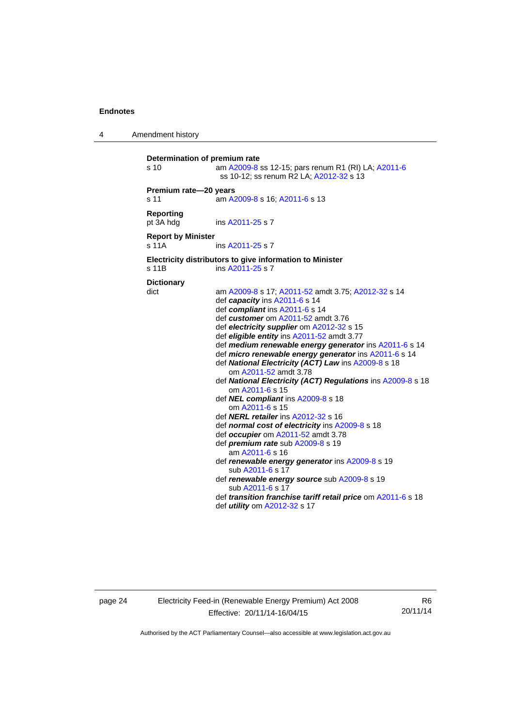## 4 Amendment history

**Determination of premium rate**
s 10 — am A2009-8 ss 12-15; pars renum R1 (RI) LA; A2011-6 ss 10-12; ss renum R2 LA; A2012-32 s 13

**Premium rate—20 years**
s 11 — am A2009-8 s 16; A2011-6 s 13

**Reporting**
pt 3A hdg — ins A2011-25 s 7

**Report by Minister**
s 11A — ins A2011-25 s 7

**Electricity distributors to give information to Minister**
s 11B — ins A2011-25 s 7

**Dictionary**
dict — am A2009-8 s 17; A2011-52 amdt 3.75; A2012-32 s 14
- def ***capacity*** ins A2011-6 s 14
- def ***compliant*** ins A2011-6 s 14
- def ***customer*** om A2011-52 amdt 3.76
- def ***electricity supplier*** om A2012-32 s 15
- def ***eligible entity*** ins A2011-52 amdt 3.77
- def ***medium renewable energy generator*** ins A2011-6 s 14
- def ***micro renewable energy generator*** ins A2011-6 s 14
- def ***National Electricity (ACT) Law*** ins A2009-8 s 18
  om A2011-52 amdt 3.78
- def ***National Electricity (ACT) Regulations*** ins A2009-8 s 18
  om A2011-6 s 15
- def ***NEL compliant*** ins A2009-8 s 18
  om A2011-6 s 15
- def ***NERL retailer*** ins A2012-32 s 16
- def ***normal cost of electricity*** ins A2009-8 s 18
- def ***occupier*** om A2011-52 amdt 3.78
- def ***premium rate*** sub A2009-8 s 19
  am A2011-6 s 16
- def ***renewable energy generator*** ins A2009-8 s 19
  sub A2011-6 s 17
- def ***renewable energy source*** sub A2009-8 s 19
  sub A2011-6 s 17
- def ***transition franchise tariff retail price*** om A2011-6 s 18
- def ***utility*** om A2012-32 s 17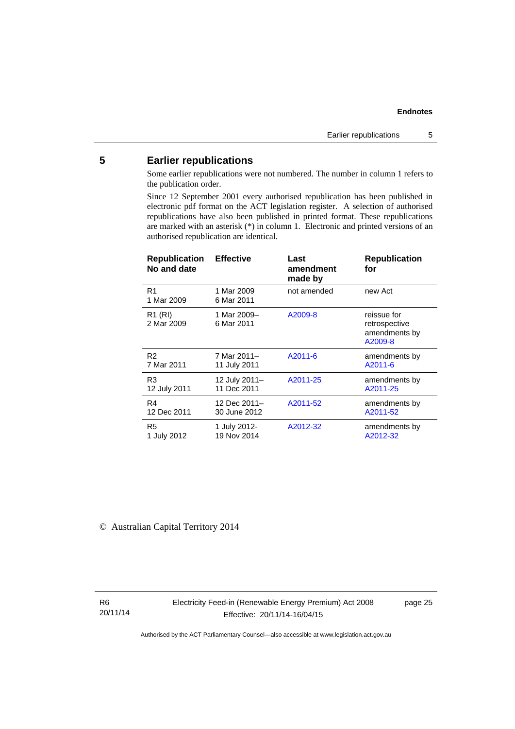## 5 Earlier republications

Some earlier republications were not numbered. The number in column 1 refers to the publication order.

Since 12 September 2001 every authorised republication has been published in electronic pdf format on the ACT legislation register. A selection of authorised republications have also been published in printed format. These republications are marked with an asterisk (*) in column 1. Electronic and printed versions of an authorised republication are identical.

| Republication No and date | Effective | Last amendment made by | Republication for |
|---|---|---|---|
| R1<br>1 Mar 2009 | 1 Mar 2009<br>6 Mar 2011 | not amended | new Act |
| R1 (RI)<br>2 Mar 2009 | 1 Mar 2009–<br>6 Mar 2011 | A2009-8 | reissue for retrospective amendments by A2009-8 |
| R2<br>7 Mar 2011 | 7 Mar 2011–<br>11 July 2011 | A2011-6 | amendments by A2011-6 |
| R3<br>12 July 2011 | 12 July 2011–<br>11 Dec 2011 | A2011-25 | amendments by A2011-25 |
| R4<br>12 Dec 2011 | 12 Dec 2011–<br>30 June 2012 | A2011-52 | amendments by A2011-52 |
| R5<br>1 July 2012 | 1 July 2012-<br>19 Nov 2014 | A2012-32 | amendments by A2012-32 |

© Australian Capital Territory 2014